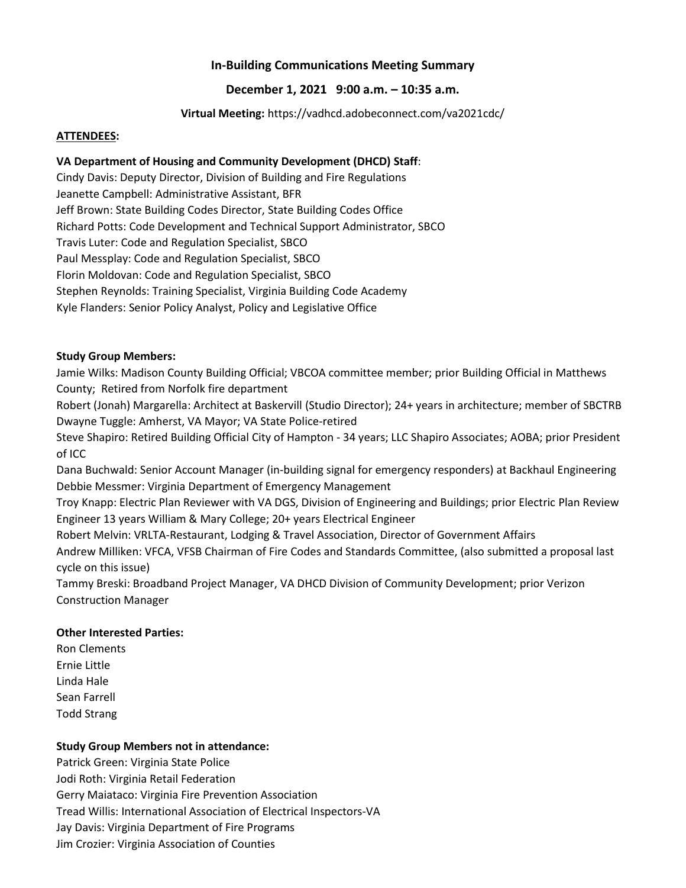**In-Building Communications Meeting Summary**

**December 1, 2021 9:00 a.m. – 10:35 a.m.**

**Virtual Meeting:** https://vadhcd.adobeconnect.com/va2021cdc/

**ATTENDEES:**

**VA Department of Housing and Community Development (DHCD) Staff**:

Cindy Davis: Deputy Director, Division of Building and Fire Regulations
Jeanette Campbell: Administrative Assistant, BFR
Jeff Brown: State Building Codes Director, State Building Codes Office
Richard Potts: Code Development and Technical Support Administrator, SBCO
Travis Luter: Code and Regulation Specialist, SBCO
Paul Messplay: Code and Regulation Specialist, SBCO
Florin Moldovan: Code and Regulation Specialist, SBCO
Stephen Reynolds: Training Specialist, Virginia Building Code Academy
Kyle Flanders: Senior Policy Analyst, Policy and Legislative Office

**Study Group Members:**

Jamie Wilks: Madison County Building Official; VBCOA committee member; prior Building Official in Matthews County; Retired from Norfolk fire department
Robert (Jonah) Margarella: Architect at Baskervill (Studio Director); 24+ years in architecture; member of SBCTRB
Dwayne Tuggle: Amherst, VA Mayor; VA State Police-retired
Steve Shapiro: Retired Building Official City of Hampton - 34 years; LLC Shapiro Associates; AOBA; prior President of ICC
Dana Buchwald: Senior Account Manager (in-building signal for emergency responders) at Backhaul Engineering
Debbie Messmer: Virginia Department of Emergency Management
Troy Knapp: Electric Plan Reviewer with VA DGS, Division of Engineering and Buildings; prior Electric Plan Review Engineer 13 years William & Mary College; 20+ years Electrical Engineer
Robert Melvin: VRLTA-Restaurant, Lodging & Travel Association, Director of Government Affairs
Andrew Milliken: VFCA, VFSB Chairman of Fire Codes and Standards Committee, (also submitted a proposal last cycle on this issue)
Tammy Breski: Broadband Project Manager, VA DHCD Division of Community Development; prior Verizon Construction Manager

**Other Interested Parties:**

Ron Clements
Ernie Little
Linda Hale
Sean Farrell
Todd Strang

**Study Group Members not in attendance:**

Patrick Green: Virginia State Police
Jodi Roth: Virginia Retail Federation
Gerry Maiataco: Virginia Fire Prevention Association
Tread Willis: International Association of Electrical Inspectors-VA
Jay Davis: Virginia Department of Fire Programs
Jim Crozier: Virginia Association of Counties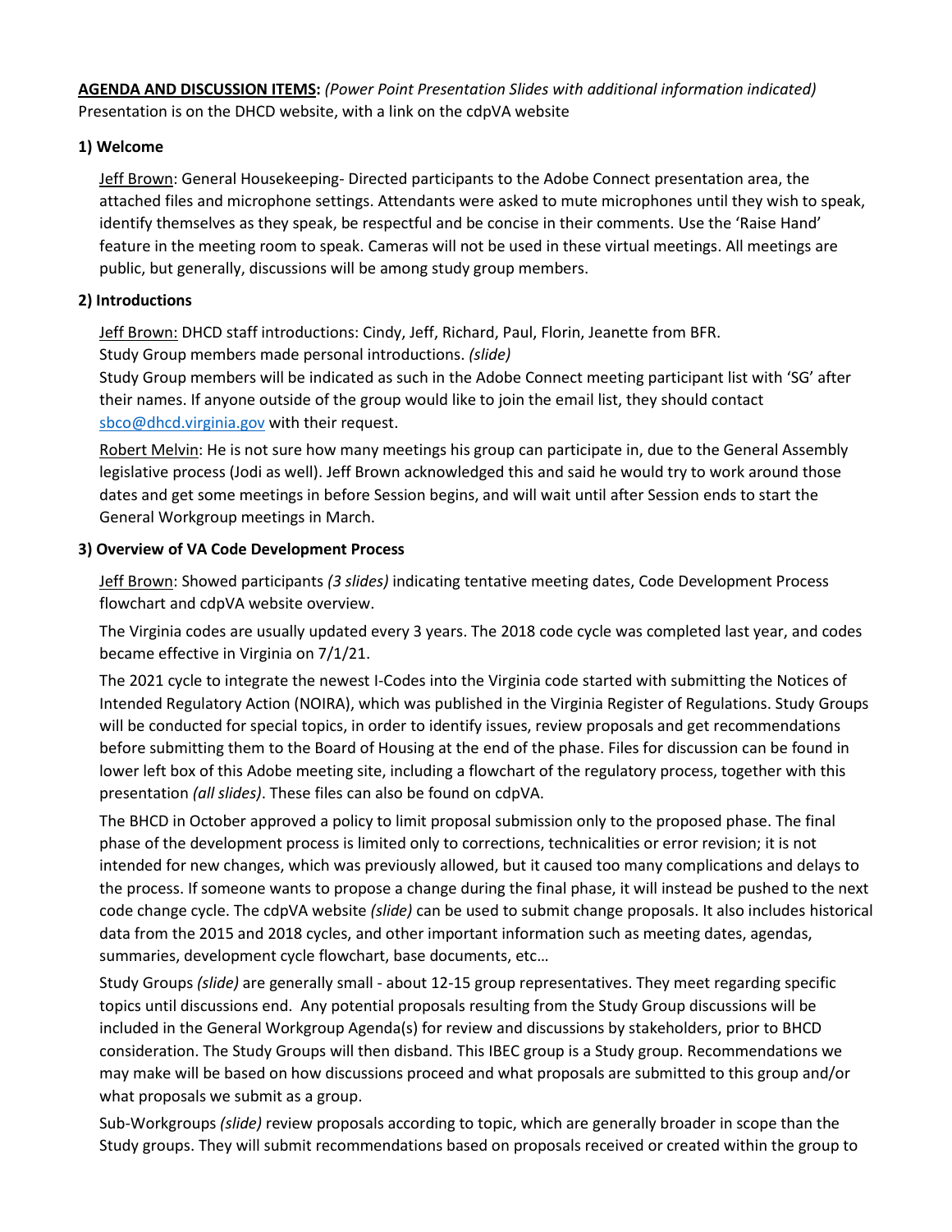**AGENDA AND DISCUSSION ITEMS:** *(Power Point Presentation Slides with additional information indicated)*
Presentation is on the DHCD website, with a link on the cdpVA website

### 1) Welcome

Jeff Brown: General Housekeeping- Directed participants to the Adobe Connect presentation area, the attached files and microphone settings. Attendants were asked to mute microphones until they wish to speak, identify themselves as they speak, be respectful and be concise in their comments. Use the 'Raise Hand' feature in the meeting room to speak. Cameras will not be used in these virtual meetings. All meetings are public, but generally, discussions will be among study group members.

### 2) Introductions

Jeff Brown: DHCD staff introductions: Cindy, Jeff, Richard, Paul, Florin, Jeanette from BFR.
Study Group members made personal introductions. *(slide)*
Study Group members will be indicated as such in the Adobe Connect meeting participant list with 'SG' after their names. If anyone outside of the group would like to join the email list, they should contact sbco@dhcd.virginia.gov with their request.

Robert Melvin: He is not sure how many meetings his group can participate in, due to the General Assembly legislative process (Jodi as well). Jeff Brown acknowledged this and said he would try to work around those dates and get some meetings in before Session begins, and will wait until after Session ends to start the General Workgroup meetings in March.

### 3) Overview of VA Code Development Process

Jeff Brown: Showed participants *(3 slides)* indicating tentative meeting dates, Code Development Process flowchart and cdpVA website overview.

The Virginia codes are usually updated every 3 years. The 2018 code cycle was completed last year, and codes became effective in Virginia on 7/1/21.

The 2021 cycle to integrate the newest I-Codes into the Virginia code started with submitting the Notices of Intended Regulatory Action (NOIRA), which was published in the Virginia Register of Regulations. Study Groups will be conducted for special topics, in order to identify issues, review proposals and get recommendations before submitting them to the Board of Housing at the end of the phase. Files for discussion can be found in lower left box of this Adobe meeting site, including a flowchart of the regulatory process, together with this presentation *(all slides)*. These files can also be found on cdpVA.

The BHCD in October approved a policy to limit proposal submission only to the proposed phase. The final phase of the development process is limited only to corrections, technicalities or error revision; it is not intended for new changes, which was previously allowed, but it caused too many complications and delays to the process. If someone wants to propose a change during the final phase, it will instead be pushed to the next code change cycle. The cdpVA website *(slide)* can be used to submit change proposals. It also includes historical data from the 2015 and 2018 cycles, and other important information such as meeting dates, agendas, summaries, development cycle flowchart, base documents, etc…

Study Groups *(slide)* are generally small - about 12-15 group representatives. They meet regarding specific topics until discussions end. Any potential proposals resulting from the Study Group discussions will be included in the General Workgroup Agenda(s) for review and discussions by stakeholders, prior to BHCD consideration. The Study Groups will then disband. This IBEC group is a Study group. Recommendations we may make will be based on how discussions proceed and what proposals are submitted to this group and/or what proposals we submit as a group.

Sub-Workgroups *(slide)* review proposals according to topic, which are generally broader in scope than the Study groups. They will submit recommendations based on proposals received or created within the group to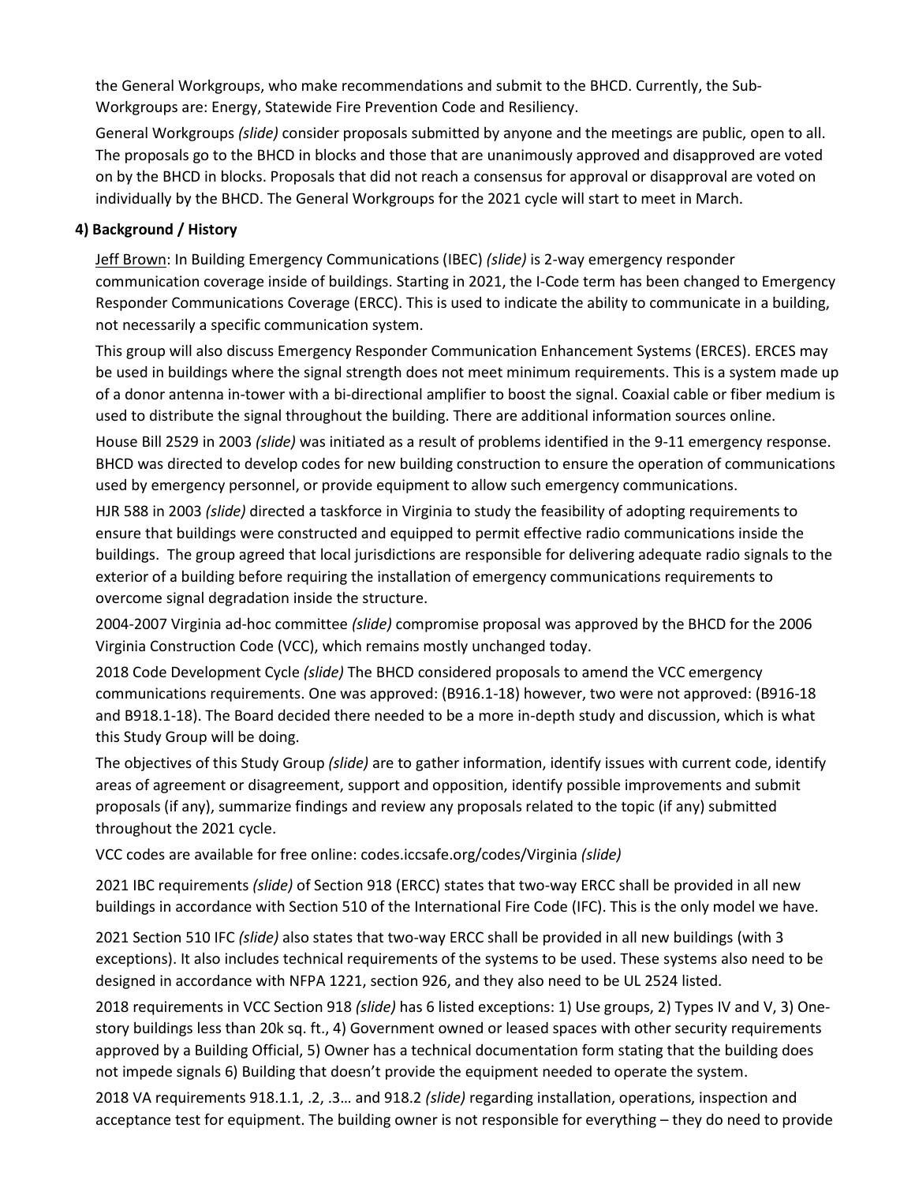the General Workgroups, who make recommendations and submit to the BHCD. Currently, the Sub-Workgroups are: Energy, Statewide Fire Prevention Code and Resiliency.

General Workgroups *(slide)* consider proposals submitted by anyone and the meetings are public, open to all. The proposals go to the BHCD in blocks and those that are unanimously approved and disapproved are voted on by the BHCD in blocks. Proposals that did not reach a consensus for approval or disapproval are voted on individually by the BHCD. The General Workgroups for the 2021 cycle will start to meet in March.

**4) Background / History**

Jeff Brown: In Building Emergency Communications (IBEC) *(slide)* is 2-way emergency responder communication coverage inside of buildings. Starting in 2021, the I-Code term has been changed to Emergency Responder Communications Coverage (ERCC). This is used to indicate the ability to communicate in a building, not necessarily a specific communication system.

This group will also discuss Emergency Responder Communication Enhancement Systems (ERCES). ERCES may be used in buildings where the signal strength does not meet minimum requirements. This is a system made up of a donor antenna in-tower with a bi-directional amplifier to boost the signal. Coaxial cable or fiber medium is used to distribute the signal throughout the building. There are additional information sources online.

House Bill 2529 in 2003 *(slide)* was initiated as a result of problems identified in the 9-11 emergency response. BHCD was directed to develop codes for new building construction to ensure the operation of communications used by emergency personnel, or provide equipment to allow such emergency communications.

HJR 588 in 2003 *(slide)* directed a taskforce in Virginia to study the feasibility of adopting requirements to ensure that buildings were constructed and equipped to permit effective radio communications inside the buildings. The group agreed that local jurisdictions are responsible for delivering adequate radio signals to the exterior of a building before requiring the installation of emergency communications requirements to overcome signal degradation inside the structure.

2004-2007 Virginia ad-hoc committee *(slide)* compromise proposal was approved by the BHCD for the 2006 Virginia Construction Code (VCC), which remains mostly unchanged today.

2018 Code Development Cycle *(slide)* The BHCD considered proposals to amend the VCC emergency communications requirements. One was approved: (B916.1-18) however, two were not approved: (B916-18 and B918.1-18). The Board decided there needed to be a more in-depth study and discussion, which is what this Study Group will be doing.

The objectives of this Study Group *(slide)* are to gather information, identify issues with current code, identify areas of agreement or disagreement, support and opposition, identify possible improvements and submit proposals (if any), summarize findings and review any proposals related to the topic (if any) submitted throughout the 2021 cycle.

VCC codes are available for free online: codes.iccsafe.org/codes/Virginia *(slide)*

2021 IBC requirements *(slide)* of Section 918 (ERCC) states that two-way ERCC shall be provided in all new buildings in accordance with Section 510 of the International Fire Code (IFC). This is the only model we have.

2021 Section 510 IFC *(slide)* also states that two-way ERCC shall be provided in all new buildings (with 3 exceptions). It also includes technical requirements of the systems to be used. These systems also need to be designed in accordance with NFPA 1221, section 926, and they also need to be UL 2524 listed.

2018 requirements in VCC Section 918 *(slide)* has 6 listed exceptions: 1) Use groups, 2) Types IV and V, 3) One-story buildings less than 20k sq. ft., 4) Government owned or leased spaces with other security requirements approved by a Building Official, 5) Owner has a technical documentation form stating that the building does not impede signals 6) Building that doesn't provide the equipment needed to operate the system.

2018 VA requirements 918.1.1, .2, .3… and 918.2 *(slide)* regarding installation, operations, inspection and acceptance test for equipment. The building owner is not responsible for everything – they do need to provide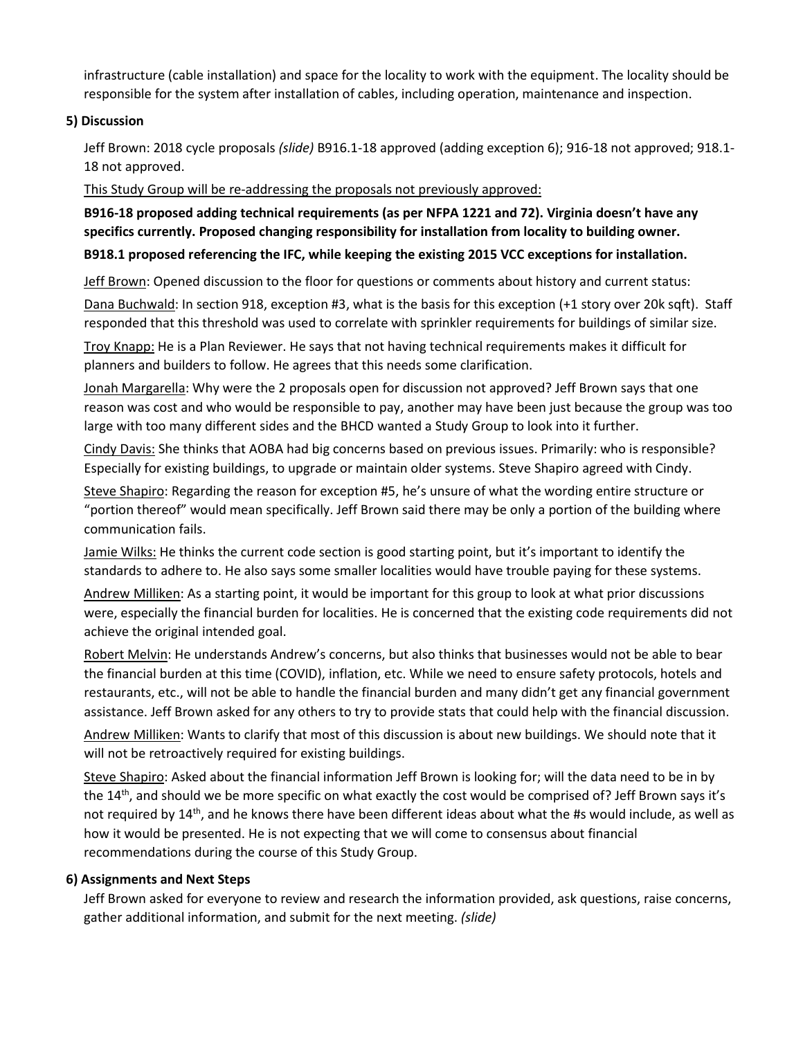infrastructure (cable installation) and space for the locality to work with the equipment. The locality should be responsible for the system after installation of cables, including operation, maintenance and inspection.

**5) Discussion**

Jeff Brown: 2018 cycle proposals *(slide)* B916.1-18 approved (adding exception 6); 916-18 not approved; 918.1-18 not approved.

<u>This Study Group will be re-addressing the proposals not previously approved:</u>

**B916-18 proposed adding technical requirements (as per NFPA 1221 and 72). Virginia doesn't have any specifics currently. Proposed changing responsibility for installation from locality to building owner.**

**B918.1 proposed referencing the IFC, while keeping the existing 2015 VCC exceptions for installation.**

<u>Jeff Brown</u>: Opened discussion to the floor for questions or comments about history and current status:

<u>Dana Buchwald</u>: In section 918, exception #3, what is the basis for this exception (+1 story over 20k sqft). Staff responded that this threshold was used to correlate with sprinkler requirements for buildings of similar size.

<u>Troy Knapp:</u> He is a Plan Reviewer. He says that not having technical requirements makes it difficult for planners and builders to follow. He agrees that this needs some clarification.

<u>Jonah Margarella</u>: Why were the 2 proposals open for discussion not approved? Jeff Brown says that one reason was cost and who would be responsible to pay, another may have been just because the group was too large with too many different sides and the BHCD wanted a Study Group to look into it further.

<u>Cindy Davis:</u> She thinks that AOBA had big concerns based on previous issues. Primarily: who is responsible? Especially for existing buildings, to upgrade or maintain older systems. Steve Shapiro agreed with Cindy.

<u>Steve Shapiro</u>: Regarding the reason for exception #5, he's unsure of what the wording entire structure or "portion thereof" would mean specifically. Jeff Brown said there may be only a portion of the building where communication fails.

<u>Jamie Wilks:</u> He thinks the current code section is good starting point, but it's important to identify the standards to adhere to. He also says some smaller localities would have trouble paying for these systems.

<u>Andrew Milliken</u>: As a starting point, it would be important for this group to look at what prior discussions were, especially the financial burden for localities. He is concerned that the existing code requirements did not achieve the original intended goal.

<u>Robert Melvin</u>: He understands Andrew's concerns, but also thinks that businesses would not be able to bear the financial burden at this time (COVID), inflation, etc. While we need to ensure safety protocols, hotels and restaurants, etc., will not be able to handle the financial burden and many didn't get any financial government assistance. Jeff Brown asked for any others to try to provide stats that could help with the financial discussion.

<u>Andrew Milliken</u>: Wants to clarify that most of this discussion is about new buildings. We should note that it will not be retroactively required for existing buildings.

<u>Steve Shapiro</u>: Asked about the financial information Jeff Brown is looking for; will the data need to be in by the 14th, and should we be more specific on what exactly the cost would be comprised of? Jeff Brown says it's not required by 14th, and he knows there have been different ideas about what the #s would include, as well as how it would be presented. He is not expecting that we will come to consensus about financial recommendations during the course of this Study Group.

**6) Assignments and Next Steps**

Jeff Brown asked for everyone to review and research the information provided, ask questions, raise concerns, gather additional information, and submit for the next meeting. *(slide)*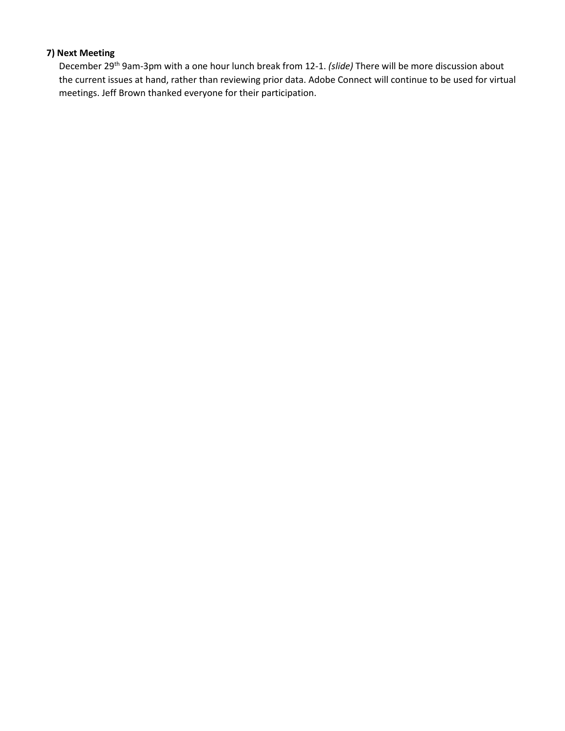**7) Next Meeting**

December 29th 9am-3pm with a one hour lunch break from 12-1. *(slide)* There will be more discussion about the current issues at hand, rather than reviewing prior data. Adobe Connect will continue to be used for virtual meetings. Jeff Brown thanked everyone for their participation.